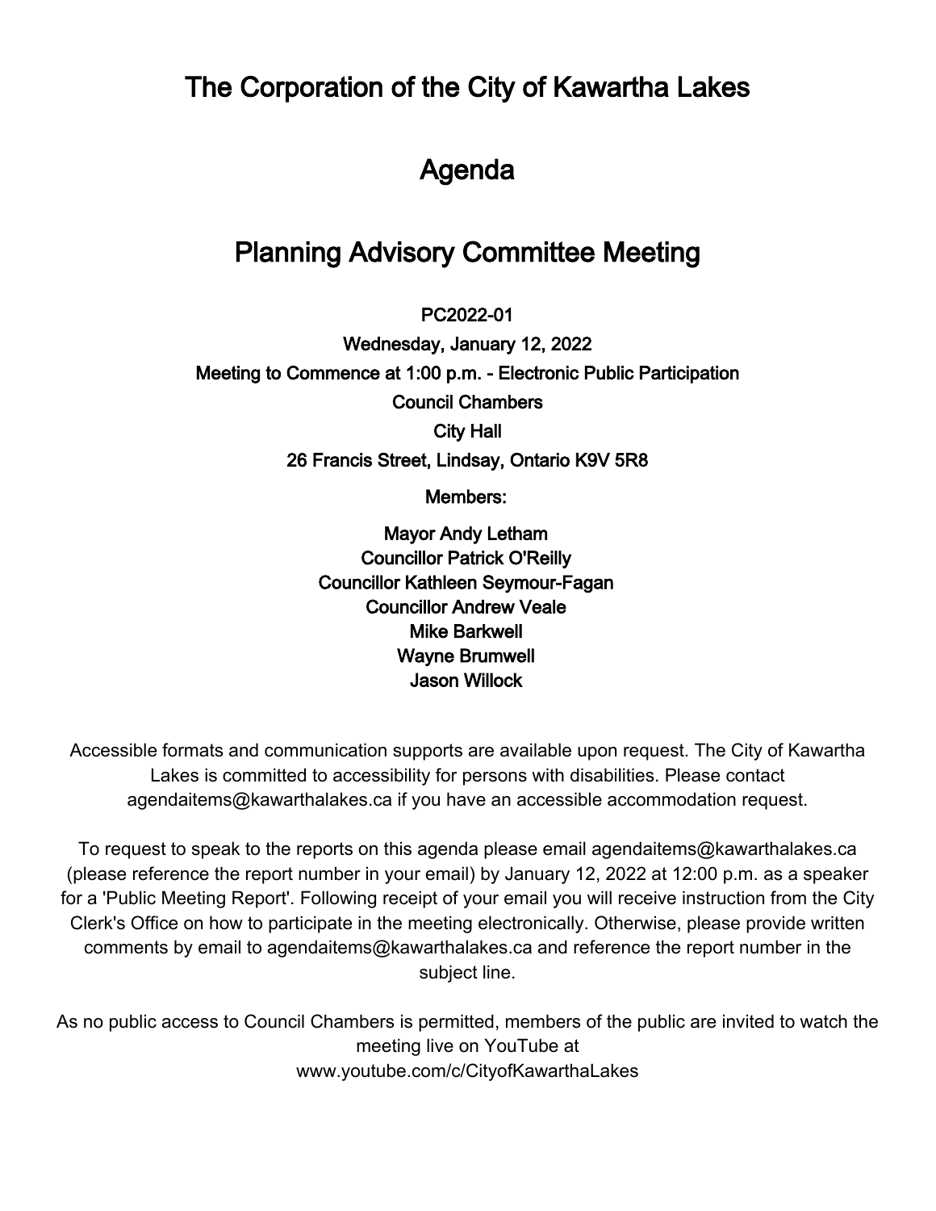# The Corporation of the City of Kawartha Lakes

# Agenda

# Planning Advisory Committee Meeting

**PC2022-01**

**Wednesday, January 12, 2022**

**Meeting to Commence at 1:00 p.m. - Electronic Public Participation**

**Council Chambers**

**City Hall**

**26 Francis Street, Lindsay, Ontario K9V 5R8**

**Members:**

**Mayor Andy Letham**
**Councillor Patrick O'Reilly**
**Councillor Kathleen Seymour-Fagan**
**Councillor Andrew Veale**
**Mike Barkwell**
**Wayne Brumwell**
**Jason Willock**

Accessible formats and communication supports are available upon request. The City of Kawartha Lakes is committed to accessibility for persons with disabilities. Please contact agendaitems@kawarthalakes.ca if you have an accessible accommodation request.

To request to speak to the reports on this agenda please email agendaitems@kawarthalakes.ca (please reference the report number in your email) by January 12, 2022 at 12:00 p.m. as a speaker for a 'Public Meeting Report'. Following receipt of your email you will receive instruction from the City Clerk's Office on how to participate in the meeting electronically. Otherwise, please provide written comments by email to agendaitems@kawarthalakes.ca and reference the report number in the subject line.

As no public access to Council Chambers is permitted, members of the public are invited to watch the meeting live on YouTube at www.youtube.com/c/CityofKawarthaLakes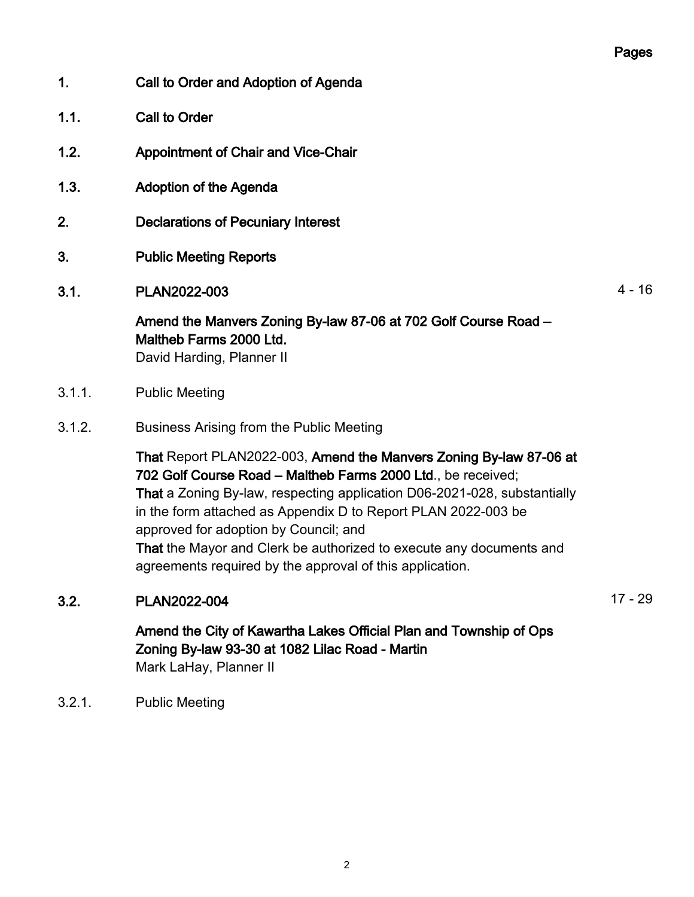Pages

1. **Call to Order and Adoption of Agenda**

1.1. **Call to Order**

1.2. **Appointment of Chair and Vice-Chair**

1.3. **Adoption of the Agenda**

2. **Declarations of Pecuniary Interest**

3. **Public Meeting Reports**

3.1. **PLAN2022-003** — 4 - 16

**Amend the Manvers Zoning By-law 87-06 at 702 Golf Course Road – Maltheb Farms 2000 Ltd.**
David Harding, Planner II

3.1.1. Public Meeting

3.1.2. Business Arising from the Public Meeting

**That** Report PLAN2022-003, **Amend the Manvers Zoning By-law 87-06 at 702 Golf Course Road – Maltheb Farms 2000 Ltd**., be received;
**That** a Zoning By-law, respecting application D06-2021-028, substantially in the form attached as Appendix D to Report PLAN 2022-003 be approved for adoption by Council; and
**That** the Mayor and Clerk be authorized to execute any documents and agreements required by the approval of this application.

3.2. **PLAN2022-004** — 17 - 29

**Amend the City of Kawartha Lakes Official Plan and Township of Ops Zoning By-law 93-30 at 1082 Lilac Road - Martin**
Mark LaHay, Planner II

3.2.1. Public Meeting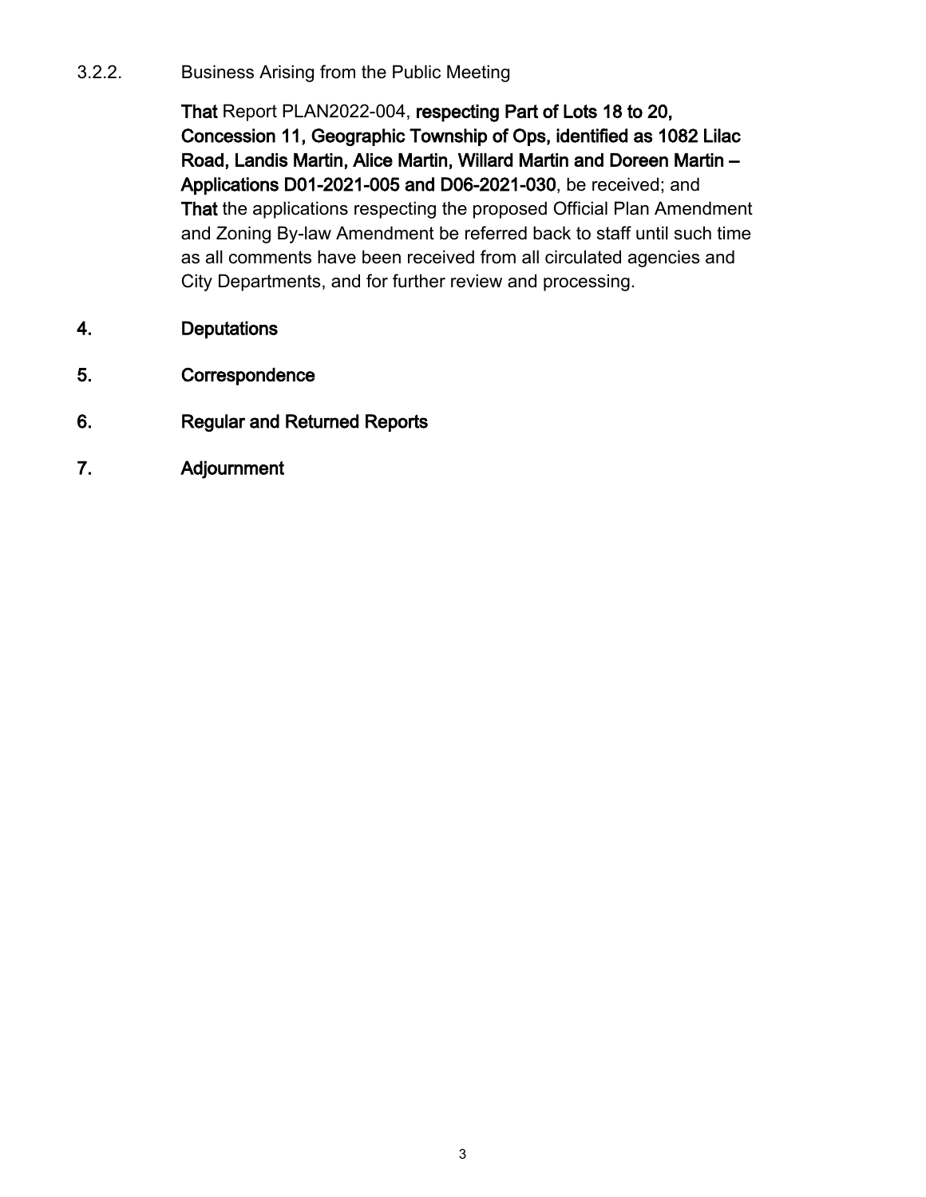3.2.2. Business Arising from the Public Meeting

**That** Report PLAN2022-004, **respecting Part of Lots 18 to 20, Concession 11, Geographic Township of Ops, identified as 1082 Lilac Road, Landis Martin, Alice Martin, Willard Martin and Doreen Martin – Applications D01-2021-005 and D06-2021-030**, be received; and
**That** the applications respecting the proposed Official Plan Amendment and Zoning By-law Amendment be referred back to staff until such time as all comments have been received from all circulated agencies and City Departments, and for further review and processing.

## 4. Deputations

## 5. Correspondence

## 6. Regular and Returned Reports

## 7. Adjournment